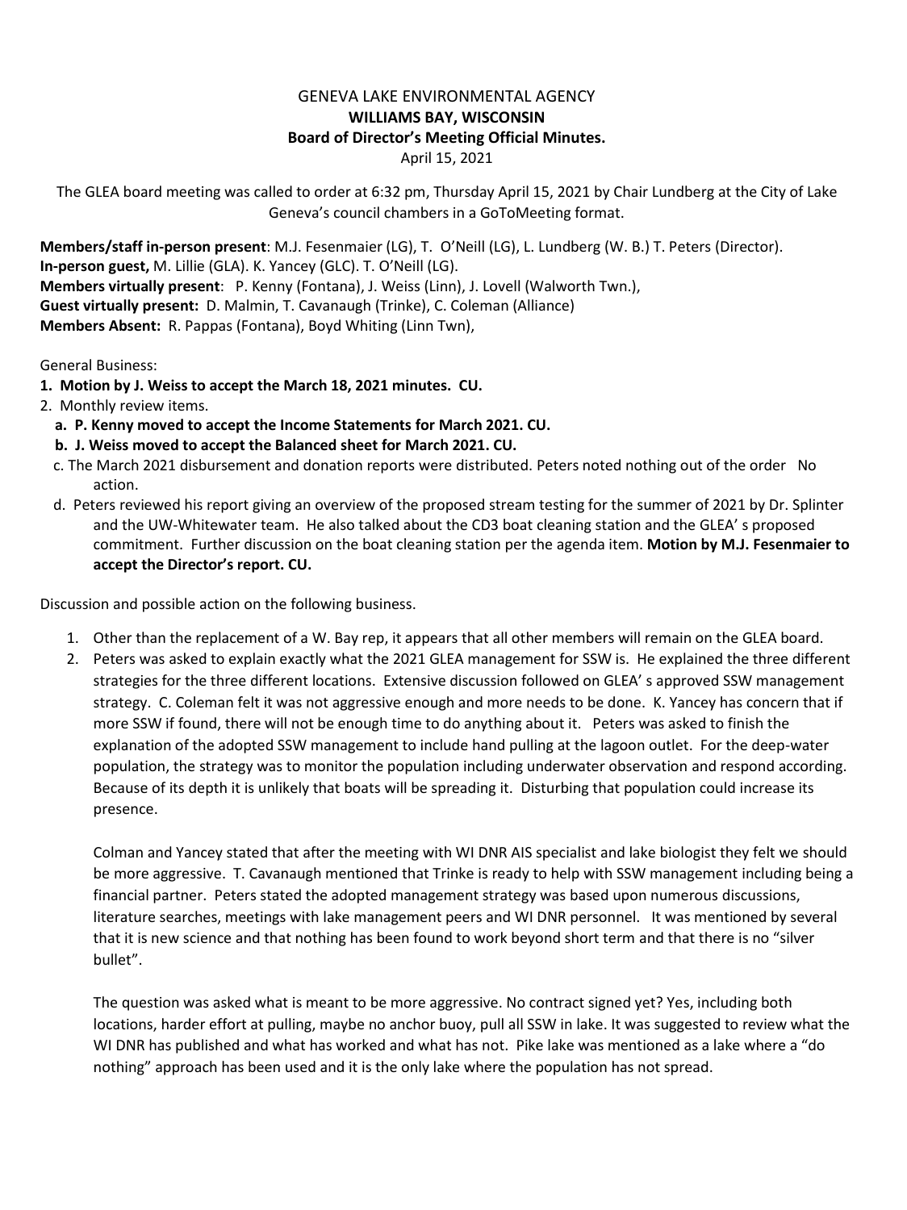GENEVA LAKE ENVIRONMENTAL AGENCY

**WILLIAMS BAY, WISCONSIN**

**Board of Director's Meeting Official Minutes.**

April 15, 2021

The GLEA board meeting was called to order at 6:32 pm, Thursday April 15, 2021 by Chair Lundberg at the City of Lake Geneva's council chambers in a GoToMeeting format.

**Members/staff in-person present**: M.J. Fesenmaier (LG), T. O'Neill (LG), L. Lundberg (W. B.) T. Peters (Director).
**In-person guest,** M. Lillie (GLA). K. Yancey (GLC). T. O'Neill (LG).
**Members virtually present**: P. Kenny (Fontana), J. Weiss (Linn), J. Lovell (Walworth Twn.),
**Guest virtually present:** D. Malmin, T. Cavanaugh (Trinke), C. Coleman (Alliance)
**Members Absent:** R. Pappas (Fontana), Boyd Whiting (Linn Twn),

General Business:

1. **Motion by J. Weiss to accept the March 18, 2021 minutes. CU.**
2. Monthly review items.
   a. **P. Kenny moved to accept the Income Statements for March 2021. CU.**
   b. **J. Weiss moved to accept the Balanced sheet for March 2021. CU.**
   c. The March 2021 disbursement and donation reports were distributed. Peters noted nothing out of the order No action.
   d. Peters reviewed his report giving an overview of the proposed stream testing for the summer of 2021 by Dr. Splinter and the UW-Whitewater team. He also talked about the CD3 boat cleaning station and the GLEA' s proposed commitment. Further discussion on the boat cleaning station per the agenda item. **Motion by M.J. Fesenmaier to accept the Director's report. CU.**

Discussion and possible action on the following business.

1. Other than the replacement of a W. Bay rep, it appears that all other members will remain on the GLEA board.
2. Peters was asked to explain exactly what the 2021 GLEA management for SSW is. He explained the three different strategies for the three different locations. Extensive discussion followed on GLEA' s approved SSW management strategy. C. Coleman felt it was not aggressive enough and more needs to be done. K. Yancey has concern that if more SSW if found, there will not be enough time to do anything about it. Peters was asked to finish the explanation of the adopted SSW management to include hand pulling at the lagoon outlet. For the deep-water population, the strategy was to monitor the population including underwater observation and respond according. Because of its depth it is unlikely that boats will be spreading it. Disturbing that population could increase its presence.

   Colman and Yancey stated that after the meeting with WI DNR AIS specialist and lake biologist they felt we should be more aggressive. T. Cavanaugh mentioned that Trinke is ready to help with SSW management including being a financial partner. Peters stated the adopted management strategy was based upon numerous discussions, literature searches, meetings with lake management peers and WI DNR personnel. It was mentioned by several that it is new science and that nothing has been found to work beyond short term and that there is no "silver bullet".

   The question was asked what is meant to be more aggressive. No contract signed yet? Yes, including both locations, harder effort at pulling, maybe no anchor buoy, pull all SSW in lake. It was suggested to review what the WI DNR has published and what has worked and what has not. Pike lake was mentioned as a lake where a "do nothing" approach has been used and it is the only lake where the population has not spread.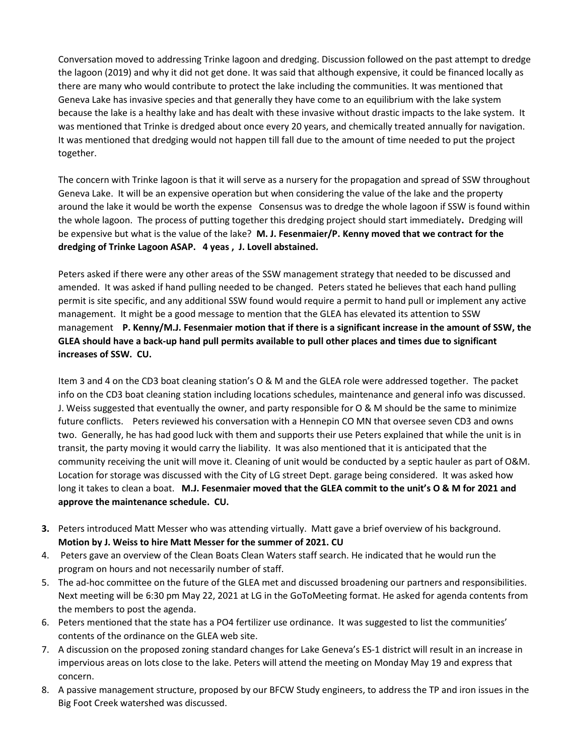Conversation moved to addressing Trinke lagoon and dredging. Discussion followed on the past attempt to dredge the lagoon (2019) and why it did not get done. It was said that although expensive, it could be financed locally as there are many who would contribute to protect the lake including the communities. It was mentioned that Geneva Lake has invasive species and that generally they have come to an equilibrium with the lake system because the lake is a healthy lake and has dealt with these invasive without drastic impacts to the lake system. It was mentioned that Trinke is dredged about once every 20 years, and chemically treated annually for navigation. It was mentioned that dredging would not happen till fall due to the amount of time needed to put the project together.

The concern with Trinke lagoon is that it will serve as a nursery for the propagation and spread of SSW throughout Geneva Lake. It will be an expensive operation but when considering the value of the lake and the property around the lake it would be worth the expense Consensus was to dredge the whole lagoon if SSW is found within the whole lagoon. The process of putting together this dredging project should start immediately**.** Dredging will be expensive but what is the value of the lake? **M. J. Fesenmaier/P. Kenny moved that we contract for the dredging of Trinke Lagoon ASAP. 4 yeas , J. Lovell abstained.**

Peters asked if there were any other areas of the SSW management strategy that needed to be discussed and amended. It was asked if hand pulling needed to be changed. Peters stated he believes that each hand pulling permit is site specific, and any additional SSW found would require a permit to hand pull or implement any active management. It might be a good message to mention that the GLEA has elevated its attention to SSW management **P. Kenny/M.J. Fesenmaier motion that if there is a significant increase in the amount of SSW, the GLEA should have a back-up hand pull permits available to pull other places and times due to significant increases of SSW. CU.**

Item 3 and 4 on the CD3 boat cleaning station's O & M and the GLEA role were addressed together. The packet info on the CD3 boat cleaning station including locations schedules, maintenance and general info was discussed. J. Weiss suggested that eventually the owner, and party responsible for O & M should be the same to minimize future conflicts. Peters reviewed his conversation with a Hennepin CO MN that oversee seven CD3 and owns two. Generally, he has had good luck with them and supports their use Peters explained that while the unit is in transit, the party moving it would carry the liability. It was also mentioned that it is anticipated that the community receiving the unit will move it. Cleaning of unit would be conducted by a septic hauler as part of O&M. Location for storage was discussed with the City of LG street Dept. garage being considered. It was asked how long it takes to clean a boat. **M.J. Fesenmaier moved that the GLEA commit to the unit's O & M for 2021 and approve the maintenance schedule. CU.**

3. Peters introduced Matt Messer who was attending virtually. Matt gave a brief overview of his background. **Motion by J. Weiss to hire Matt Messer for the summer of 2021. CU**
4. Peters gave an overview of the Clean Boats Clean Waters staff search. He indicated that he would run the program on hours and not necessarily number of staff.
5. The ad-hoc committee on the future of the GLEA met and discussed broadening our partners and responsibilities. Next meeting will be 6:30 pm May 22, 2021 at LG in the GoToMeeting format. He asked for agenda contents from the members to post the agenda.
6. Peters mentioned that the state has a PO4 fertilizer use ordinance. It was suggested to list the communities' contents of the ordinance on the GLEA web site.
7. A discussion on the proposed zoning standard changes for Lake Geneva's ES-1 district will result in an increase in impervious areas on lots close to the lake. Peters will attend the meeting on Monday May 19 and express that concern.
8. A passive management structure, proposed by our BFCW Study engineers, to address the TP and iron issues in the Big Foot Creek watershed was discussed.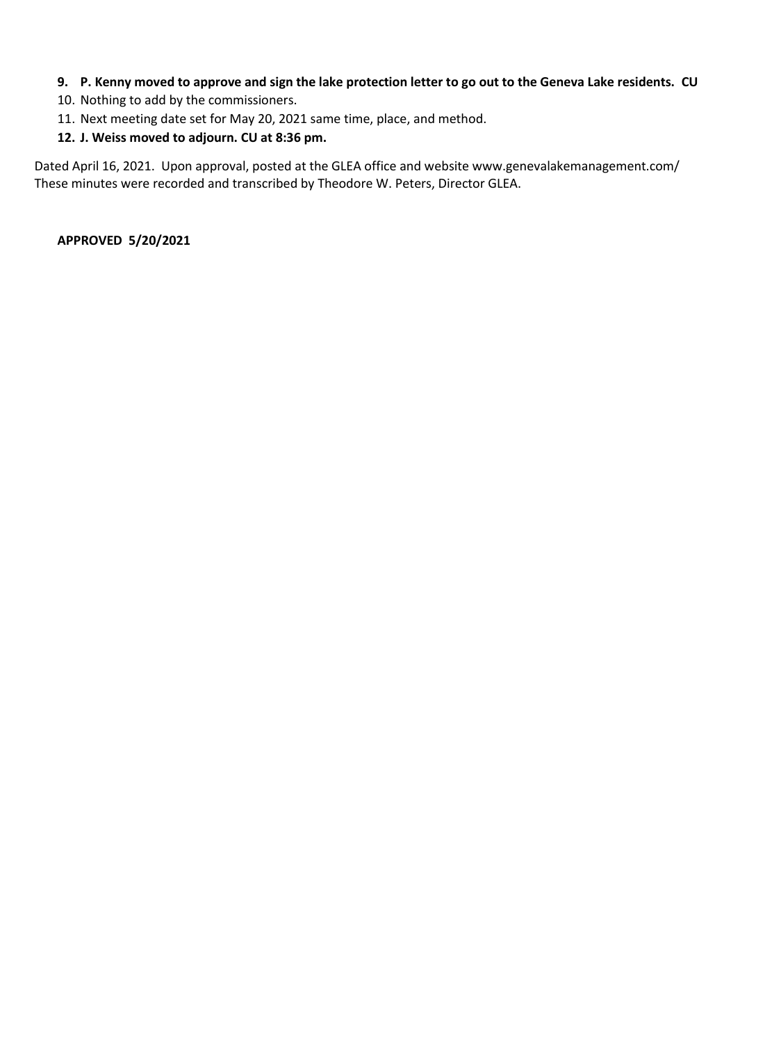9. **P. Kenny moved to approve and sign the lake protection letter to go out to the Geneva Lake residents. CU**
10. Nothing to add by the commissioners.
11. Next meeting date set for May 20, 2021 same time, place, and method.
12. **J. Weiss moved to adjourn. CU at 8:36 pm.**

Dated April 16, 2021. Upon approval, posted at the GLEA office and website www.genevalakemanagement.com/
These minutes were recorded and transcribed by Theodore W. Peters, Director GLEA.

**APPROVED 5/20/2021**